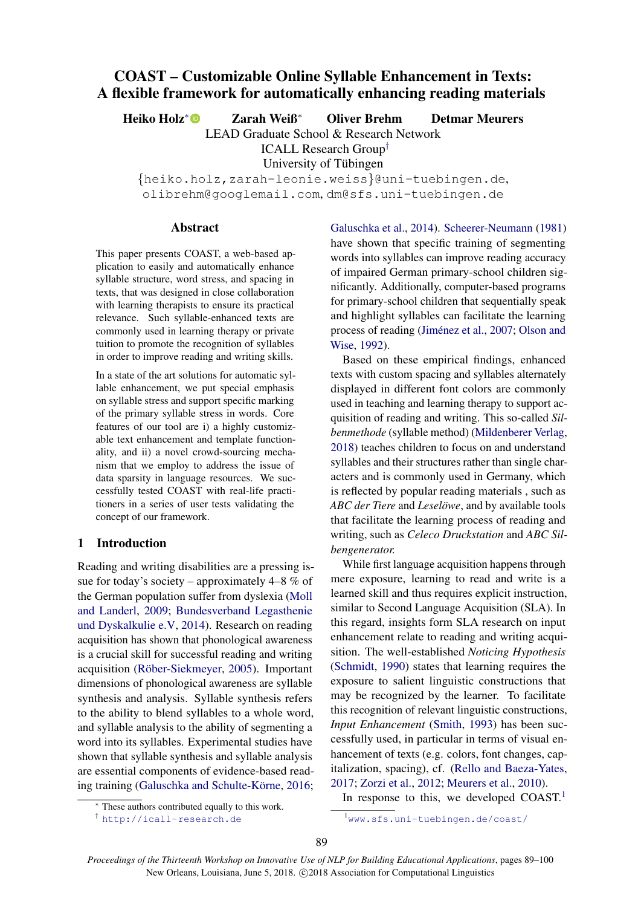# COAST – Customizable Online Syllable Enhancement in Texts: A flexible framework for automatically enhancing reading materials

**Heiko Holz*** **Zarah Weiß*** **Oliver Brehm** **Detmar Meurers**

LEAD Graduate School & Research Network
ICALL Research Group†
University of Tübingen

{heiko.holz,zarah-leonie.weiss}@uni-tuebingen.de, olibrehm@googlemail.com, dm@sfs.uni-tuebingen.de

## Abstract

This paper presents COAST, a web-based application to easily and automatically enhance syllable structure, word stress, and spacing in texts, that was designed in close collaboration with learning therapists to ensure its practical relevance. Such syllable-enhanced texts are commonly used in learning therapy or private tuition to promote the recognition of syllables in order to improve reading and writing skills.

In a state of the art solutions for automatic syllable enhancement, we put special emphasis on syllable stress and support specific marking of the primary syllable stress in words. Core features of our tool are i) a highly customizable text enhancement and template functionality, and ii) a novel crowd-sourcing mechanism that we employ to address the issue of data sparsity in language resources. We successfully tested COAST with real-life practitioners in a series of user tests validating the concept of our framework.

## 1 Introduction

Reading and writing disabilities are a pressing issue for today's society – approximately 4–8 % of the German population suffer from dyslexia (Moll and Landerl, 2009; Bundesverband Legasthenie und Dyskalkulie e.V, 2014). Research on reading acquisition has shown that phonological awareness is a crucial skill for successful reading and writing acquisition (Röber-Siekmeyer, 2005). Important dimensions of phonological awareness are syllable synthesis and analysis. Syllable synthesis refers to the ability to blend syllables to a whole word, and syllable analysis to the ability of segmenting a word into its syllables. Experimental studies have shown that syllable synthesis and syllable analysis are essential components of evidence-based reading training (Galuschka and Schulte-Körne, 2016; Galuschka et al., 2014). Scheerer-Neumann (1981) have shown that specific training of segmenting words into syllables can improve reading accuracy of impaired German primary-school children significantly. Additionally, computer-based programs for primary-school children that sequentially speak and highlight syllables can facilitate the learning process of reading (Jiménez et al., 2007; Olson and Wise, 1992).

Based on these empirical findings, enhanced texts with custom spacing and syllables alternately displayed in different font colors are commonly used in teaching and learning therapy to support acquisition of reading and writing. This so-called *Silbenmethode* (syllable method) (Mildenberer Verlag, 2018) teaches children to focus on and understand syllables and their structures rather than single characters and is commonly used in Germany, which is reflected by popular reading materials , such as *ABC der Tiere* and *Leselöwe*, and by available tools that facilitate the learning process of reading and writing, such as *Celeco Druckstation* and *ABC Silbengenerator.*

While first language acquisition happens through mere exposure, learning to read and write is a learned skill and thus requires explicit instruction, similar to Second Language Acquisition (SLA). In this regard, insights form SLA research on input enhancement relate to reading and writing acquisition. The well-established *Noticing Hypothesis* (Schmidt, 1990) states that learning requires the exposure to salient linguistic constructions that may be recognized by the learner. To facilitate this recognition of relevant linguistic constructions, *Input Enhancement* (Smith, 1993) has been successfully used, in particular in terms of visual enhancement of texts (e.g. colors, font changes, capitalization, spacing), cf. (Rello and Baeza-Yates, 2017; Zorzi et al., 2012; Meurers et al., 2010).

In response to this, we developed COAST.[1]

---

* These authors contributed equally to this work.

† http://icall-research.de

[1] www.sfs.uni-tuebingen.de/coast/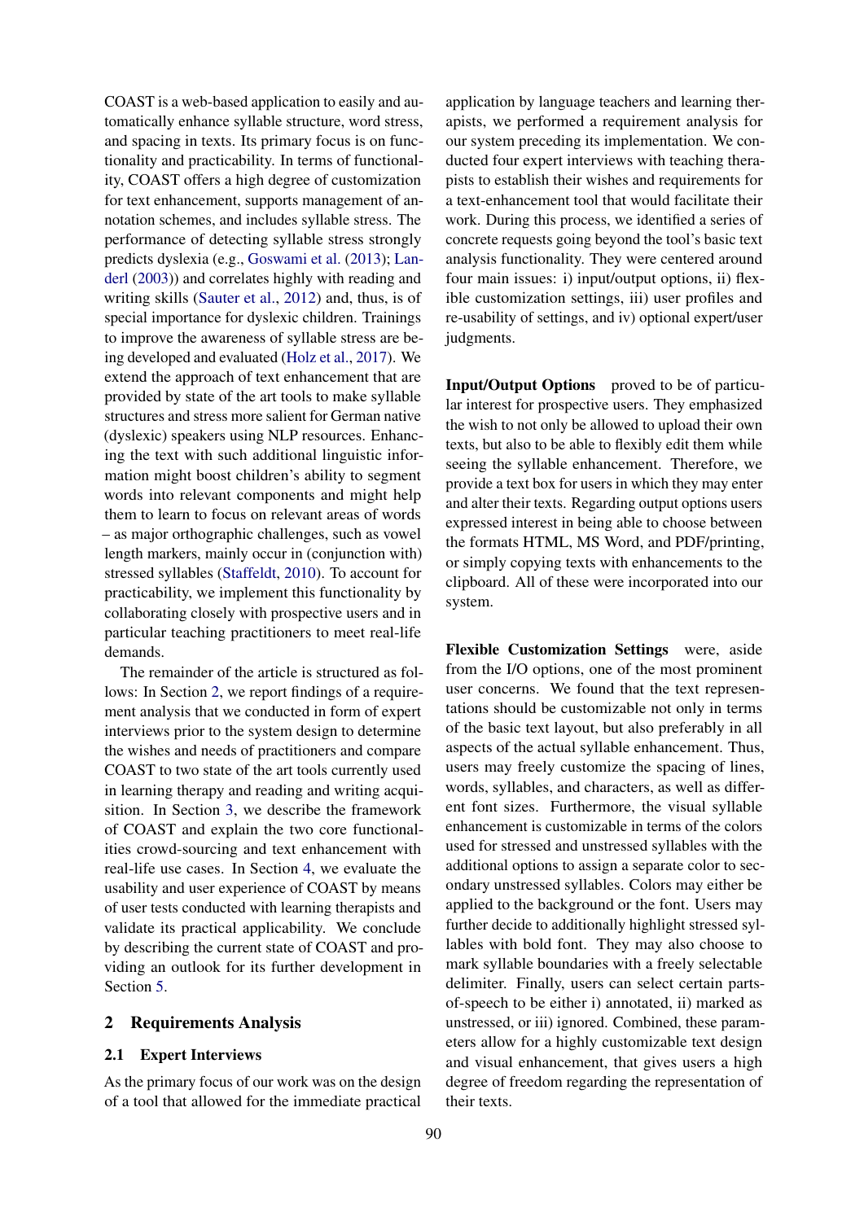COAST is a web-based application to easily and automatically enhance syllable structure, word stress, and spacing in texts. Its primary focus is on functionality and practicability. In terms of functionality, COAST offers a high degree of customization for text enhancement, supports management of annotation schemes, and includes syllable stress. The performance of detecting syllable stress strongly predicts dyslexia (e.g., Goswami et al. (2013); Landerl (2003)) and correlates highly with reading and writing skills (Sauter et al., 2012) and, thus, is of special importance for dyslexic children. Trainings to improve the awareness of syllable stress are being developed and evaluated (Holz et al., 2017). We extend the approach of text enhancement that are provided by state of the art tools to make syllable structures and stress more salient for German native (dyslexic) speakers using NLP resources. Enhancing the text with such additional linguistic information might boost children's ability to segment words into relevant components and might help them to learn to focus on relevant areas of words – as major orthographic challenges, such as vowel length markers, mainly occur in (conjunction with) stressed syllables (Staffeldt, 2010). To account for practicability, we implement this functionality by collaborating closely with prospective users and in particular teaching practitioners to meet real-life demands.

The remainder of the article is structured as follows: In Section 2, we report findings of a requirement analysis that we conducted in form of expert interviews prior to the system design to determine the wishes and needs of practitioners and compare COAST to two state of the art tools currently used in learning therapy and reading and writing acquisition. In Section 3, we describe the framework of COAST and explain the two core functionalities crowd-sourcing and text enhancement with real-life use cases. In Section 4, we evaluate the usability and user experience of COAST by means of user tests conducted with learning therapists and validate its practical applicability. We conclude by describing the current state of COAST and providing an outlook for its further development in Section 5.

## 2 Requirements Analysis

### 2.1 Expert Interviews

As the primary focus of our work was on the design of a tool that allowed for the immediate practical application by language teachers and learning therapists, we performed a requirement analysis for our system preceding its implementation. We conducted four expert interviews with teaching therapists to establish their wishes and requirements for a text-enhancement tool that would facilitate their work. During this process, we identified a series of concrete requests going beyond the tool's basic text analysis functionality. They were centered around four main issues: i) input/output options, ii) flexible customization settings, iii) user profiles and re-usability of settings, and iv) optional expert/user judgments.

**Input/Output Options** proved to be of particular interest for prospective users. They emphasized the wish to not only be allowed to upload their own texts, but also to be able to flexibly edit them while seeing the syllable enhancement. Therefore, we provide a text box for users in which they may enter and alter their texts. Regarding output options users expressed interest in being able to choose between the formats HTML, MS Word, and PDF/printing, or simply copying texts with enhancements to the clipboard. All of these were incorporated into our system.

**Flexible Customization Settings** were, aside from the I/O options, one of the most prominent user concerns. We found that the text representations should be customizable not only in terms of the basic text layout, but also preferably in all aspects of the actual syllable enhancement. Thus, users may freely customize the spacing of lines, words, syllables, and characters, as well as different font sizes. Furthermore, the visual syllable enhancement is customizable in terms of the colors used for stressed and unstressed syllables with the additional options to assign a separate color to secondary unstressed syllables. Colors may either be applied to the background or the font. Users may further decide to additionally highlight stressed syllables with bold font. They may also choose to mark syllable boundaries with a freely selectable delimiter. Finally, users can select certain parts-of-speech to be either i) annotated, ii) marked as unstressed, or iii) ignored. Combined, these parameters allow for a highly customizable text design and visual enhancement, that gives users a high degree of freedom regarding the representation of their texts.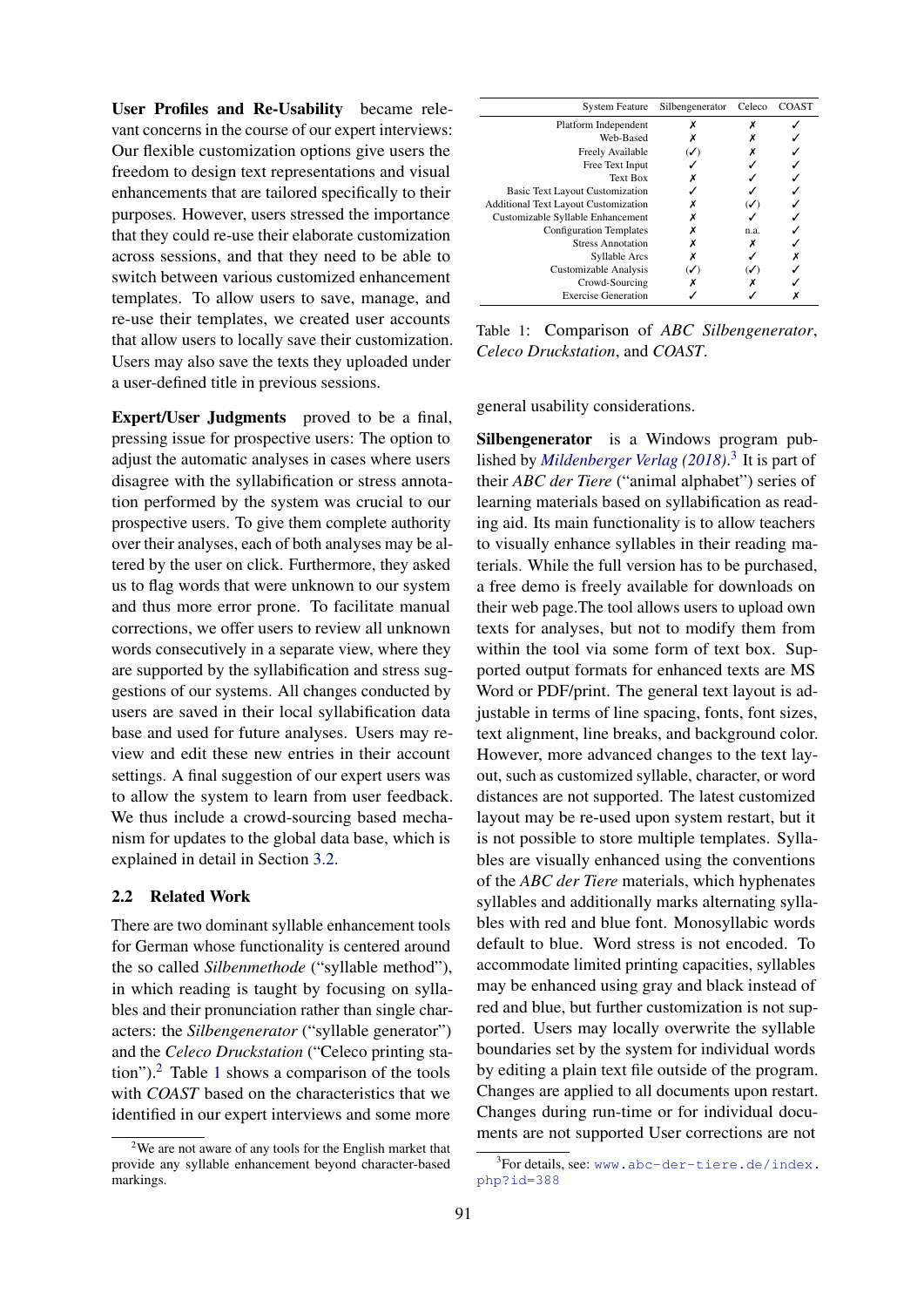**User Profiles and Re-Usability** became relevant concerns in the course of our expert interviews: Our flexible customization options give users the freedom to design text representations and visual enhancements that are tailored specifically to their purposes. However, users stressed the importance that they could re-use their elaborate customization across sessions, and that they need to be able to switch between various customized enhancement templates. To allow users to save, manage, and re-use their templates, we created user accounts that allow users to locally save their customization. Users may also save the texts they uploaded under a user-defined title in previous sessions.

**Expert/User Judgments** proved to be a final, pressing issue for prospective users: The option to adjust the automatic analyses in cases where users disagree with the syllabification or stress annotation performed by the system was crucial to our prospective users. To give them complete authority over their analyses, each of both analyses may be altered by the user on click. Furthermore, they asked us to flag words that were unknown to our system and thus more error prone. To facilitate manual corrections, we offer users to review all unknown words consecutively in a separate view, where they are supported by the syllabification and stress suggestions of our systems. All changes conducted by users are saved in their local syllabification data base and used for future analyses. Users may review and edit these new entries in their account settings. A final suggestion of our expert users was to allow the system to learn from user feedback. We thus include a crowd-sourcing based mechanism for updates to the global data base, which is explained in detail in Section 3.2.

### 2.2 Related Work

There are two dominant syllable enhancement tools for German whose functionality is centered around the so called *Silbenmethode* ("syllable method"), in which reading is taught by focusing on syllables and their pronunciation rather than single characters: the *Silbengenerator* ("syllable generator") and the *Celeco Druckstation* ("Celeco printing station").[2] Table 1 shows a comparison of the tools with *COAST* based on the characteristics that we identified in our expert interviews and some more general usability considerations.

| System Feature | Silbengenerator | Celeco | COAST |
|---|---|---|---|
| Platform Independent | ✗ | ✗ | ✓ |
| Web-Based | ✗ | ✗ | ✓ |
| Freely Available | (✓) | ✗ | ✓ |
| Free Text Input | ✓ | ✓ | ✓ |
| Text Box | ✗ | ✓ | ✓ |
| Basic Text Layout Customization | ✓ | ✓ | ✓ |
| Additional Text Layout Customization | ✗ | (✓) | ✓ |
| Customizable Syllable Enhancement | ✗ | ✓ | ✓ |
| Configuration Templates | ✗ | n.a. | ✓ |
| Stress Annotation | ✗ | ✗ | ✓ |
| Syllable Arcs | ✗ | ✓ | ✗ |
| Customizable Analysis | (✓) | (✓) | ✓ |
| Crowd-Sourcing | ✗ | ✗ | ✓ |
| Exercise Generation | ✓ | ✓ | ✗ |

Table 1: Comparison of *ABC Silbengenerator*, *Celeco Druckstation*, and *COAST*.

**Silbengenerator** is a Windows program published by *Mildenberger Verlag (2018)*.[3] It is part of their *ABC der Tiere* ("animal alphabet") series of learning materials based on syllabification as reading aid. Its main functionality is to allow teachers to visually enhance syllables in their reading materials. While the full version has to be purchased, a free demo is freely available for downloads on their web page.The tool allows users to upload own texts for analyses, but not to modify them from within the tool via some form of text box. Supported output formats for enhanced texts are MS Word or PDF/print. The general text layout is adjustable in terms of line spacing, fonts, font sizes, text alignment, line breaks, and background color. However, more advanced changes to the text layout, such as customized syllable, character, or word distances are not supported. The latest customized layout may be re-used upon system restart, but it is not possible to store multiple templates. Syllables are visually enhanced using the conventions of the *ABC der Tiere* materials, which hyphenates syllables and additionally marks alternating syllables with red and blue font. Monosyllabic words default to blue. Word stress is not encoded. To accommodate limited printing capacities, syllables may be enhanced using gray and black instead of red and blue, but further customization is not supported. Users may locally overwrite the syllable boundaries set by the system for individual words by editing a plain text file outside of the program. Changes are applied to all documents upon restart. Changes during run-time or for individual documents are not supported User corrections are not

[2] We are not aware of any tools for the English market that provide any syllable enhancement beyond character-based markings.

[3] For details, see: www.abc-der-tiere.de/index.php?id=388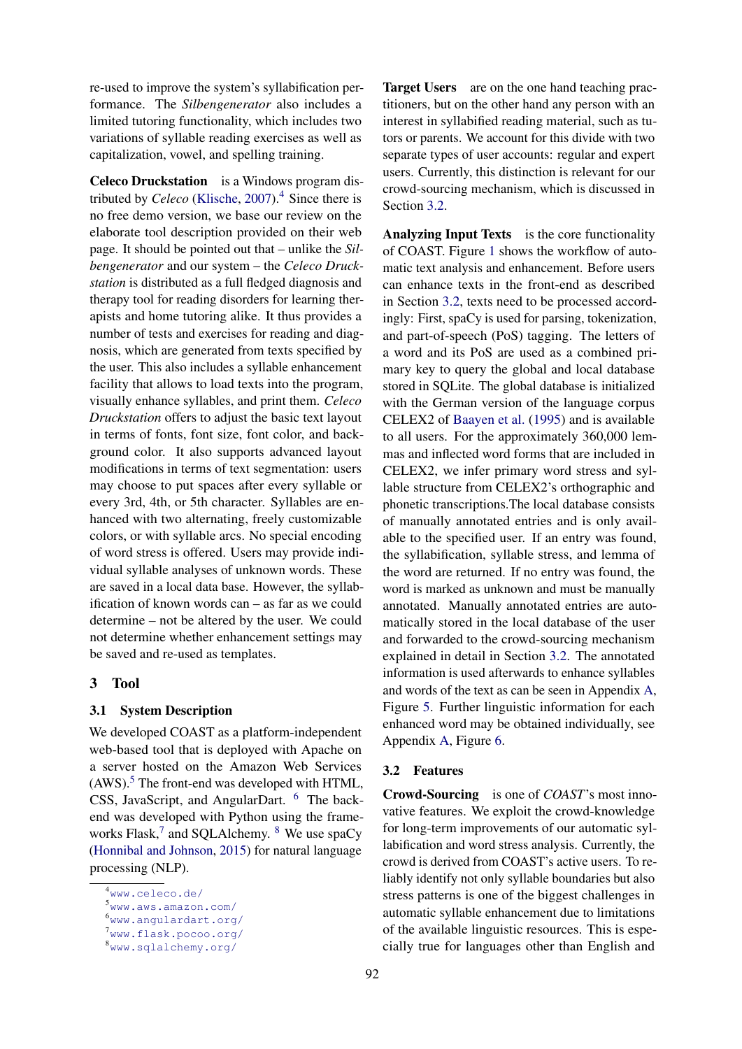re-used to improve the system's syllabification performance. The *Silbengenerator* also includes a limited tutoring functionality, which includes two variations of syllable reading exercises as well as capitalization, vowel, and spelling training.

**Celeco Druckstation** is a Windows program distributed by *Celeco* (Klische, 2007).[4] Since there is no free demo version, we base our review on the elaborate tool description provided on their web page. It should be pointed out that – unlike the *Silbengenerator* and our system – the *Celeco Druckstation* is distributed as a full fledged diagnosis and therapy tool for reading disorders for learning therapists and home tutoring alike. It thus provides a number of tests and exercises for reading and diagnosis, which are generated from texts specified by the user. This also includes a syllable enhancement facility that allows to load texts into the program, visually enhance syllables, and print them. *Celeco Druckstation* offers to adjust the basic text layout in terms of fonts, font size, font color, and background color. It also supports advanced layout modifications in terms of text segmentation: users may choose to put spaces after every syllable or every 3rd, 4th, or 5th character. Syllables are enhanced with two alternating, freely customizable colors, or with syllable arcs. No special encoding of word stress is offered. Users may provide individual syllable analyses of unknown words. These are saved in a local data base. However, the syllabification of known words can – as far as we could determine – not be altered by the user. We could not determine whether enhancement settings may be saved and re-used as templates.

## 3 Tool

### 3.1 System Description

We developed COAST as a platform-independent web-based tool that is deployed with Apache on a server hosted on the Amazon Web Services (AWS).[5] The front-end was developed with HTML, CSS, JavaScript, and AngularDart. [6] The back-end was developed with Python using the frameworks Flask,[7] and SQLAlchemy. [8] We use spaCy (Honnibal and Johnson, 2015) for natural language processing (NLP).

**Target Users** are on the one hand teaching practitioners, but on the other hand any person with an interest in syllabified reading material, such as tutors or parents. We account for this divide with two separate types of user accounts: regular and expert users. Currently, this distinction is relevant for our crowd-sourcing mechanism, which is discussed in Section 3.2.

**Analyzing Input Texts** is the core functionality of COAST. Figure 1 shows the workflow of automatic text analysis and enhancement. Before users can enhance texts in the front-end as described in Section 3.2, texts need to be processed accordingly: First, spaCy is used for parsing, tokenization, and part-of-speech (PoS) tagging. The letters of a word and its PoS are used as a combined primary key to query the global and local database stored in SQLite. The global database is initialized with the German version of the language corpus CELEX2 of Baayen et al. (1995) and is available to all users. For the approximately 360,000 lemmas and inflected word forms that are included in CELEX2, we infer primary word stress and syllable structure from CELEX2's orthographic and phonetic transcriptions.The local database consists of manually annotated entries and is only available to the specified user. If an entry was found, the syllabification, syllable stress, and lemma of the word are returned. If no entry was found, the word is marked as unknown and must be manually annotated. Manually annotated entries are automatically stored in the local database of the user and forwarded to the crowd-sourcing mechanism explained in detail in Section 3.2. The annotated information is used afterwards to enhance syllables and words of the text as can be seen in Appendix A, Figure 5. Further linguistic information for each enhanced word may be obtained individually, see Appendix A, Figure 6.

### 3.2 Features

**Crowd-Sourcing** is one of *COAST*'s most innovative features. We exploit the crowd-knowledge for long-term improvements of our automatic syllabification and word stress analysis. Currently, the crowd is derived from COAST's active users. To reliably identify not only syllable boundaries but also stress patterns is one of the biggest challenges in automatic syllable enhancement due to limitations of the available linguistic resources. This is especially true for languages other than English and

[4] www.celeco.de/
[5] www.aws.amazon.com/
[6] www.angulardart.org/
[7] www.flask.pocoo.org/
[8] www.sqlalchemy.org/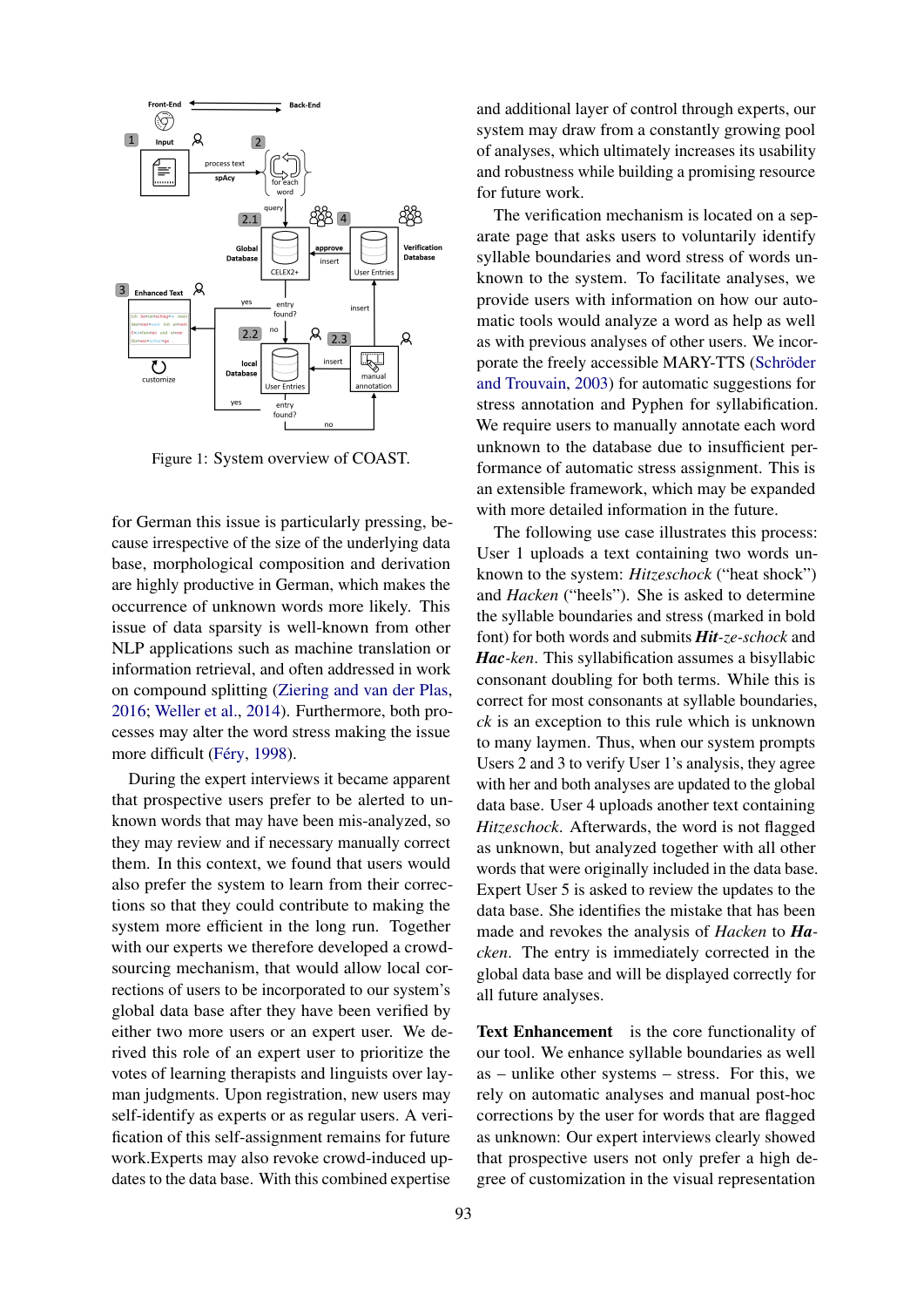Figure 1: System overview of COAST.

for German this issue is particularly pressing, because irrespective of the size of the underlying data base, morphological composition and derivation are highly productive in German, which makes the occurrence of unknown words more likely. This issue of data sparsity is well-known from other NLP applications such as machine translation or information retrieval, and often addressed in work on compound splitting (Ziering and van der Plas, 2016; Weller et al., 2014). Furthermore, both processes may alter the word stress making the issue more difficult (Féry, 1998).

During the expert interviews it became apparent that prospective users prefer to be alerted to unknown words that may have been mis-analyzed, so they may review and if necessary manually correct them. In this context, we found that users would also prefer the system to learn from their corrections so that they could contribute to making the system more efficient in the long run. Together with our experts we therefore developed a crowdsourcing mechanism, that would allow local corrections of users to be incorporated to our system's global data base after they have been verified by either two more users or an expert user. We derived this role of an expert user to prioritize the votes of learning therapists and linguists over layman judgments. Upon registration, new users may self-identify as experts or as regular users. A verification of this self-assignment remains for future work.Experts may also revoke crowd-induced updates to the data base. With this combined expertise and additional layer of control through experts, our system may draw from a constantly growing pool of analyses, which ultimately increases its usability and robustness while building a promising resource for future work.

The verification mechanism is located on a separate page that asks users to voluntarily identify syllable boundaries and word stress of words unknown to the system. To facilitate analyses, we provide users with information on how our automatic tools would analyze a word as help as well as with previous analyses of other users. We incorporate the freely accessible MARY-TTS (Schröder and Trouvain, 2003) for automatic suggestions for stress annotation and Pyphen for syllabification. We require users to manually annotate each word unknown to the database due to insufficient performance of automatic stress assignment. This is an extensible framework, which may be expanded with more detailed information in the future.

The following use case illustrates this process: User 1 uploads a text containing two words unknown to the system: *Hitzeschock* ("heat shock") and *Hacken* ("heels"). She is asked to determine the syllable boundaries and stress (marked in bold font) for both words and submits ***Hit**-ze-schock* and ***Hac**-ken*. This syllabification assumes a bisyllabic consonant doubling for both terms. While this is correct for most consonants at syllable boundaries, *ck* is an exception to this rule which is unknown to many laymen. Thus, when our system prompts Users 2 and 3 to verify User 1's analysis, they agree with her and both analyses are updated to the global data base. User 4 uploads another text containing *Hitzeschock*. Afterwards, the word is not flagged as unknown, but analyzed together with all other words that were originally included in the data base. Expert User 5 is asked to review the updates to the data base. She identifies the mistake that has been made and revokes the analysis of *Hacken* to ***Ha**-cken*. The entry is immediately corrected in the global data base and will be displayed correctly for all future analyses.

**Text Enhancement** is the core functionality of our tool. We enhance syllable boundaries as well as – unlike other systems – stress. For this, we rely on automatic analyses and manual post-hoc corrections by the user for words that are flagged as unknown: Our expert interviews clearly showed that prospective users not only prefer a high degree of customization in the visual representation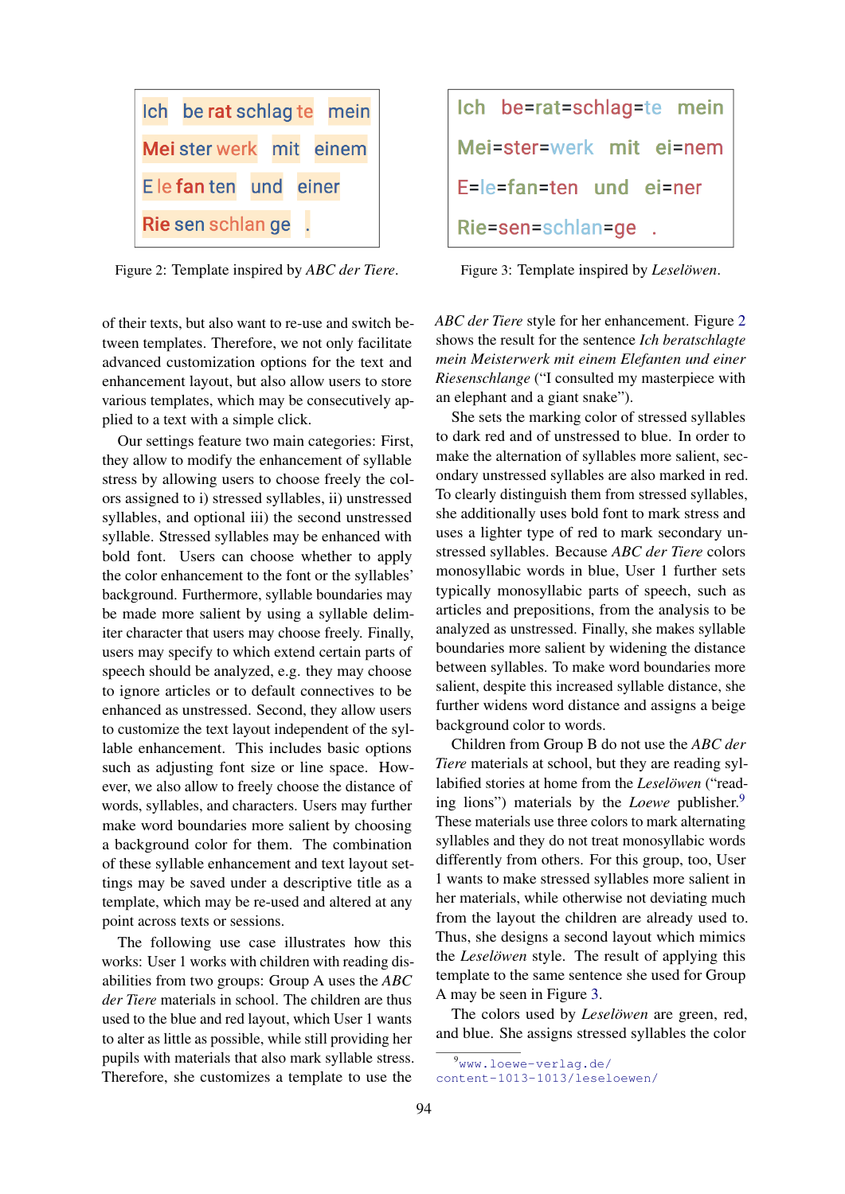Ich be rat schlag te mein

Mei ster werk mit einem

E le fan ten und einer

Rie sen schlan ge .

Figure 2: Template inspired by *ABC der Tiere*.

Ich be=rat=schlag=te mein

Mei=ster=werk mit ei=nem

E=le=fan=ten und ei=ner

Rie=sen=schlan=ge .

Figure 3: Template inspired by *Leselöwen*.

of their texts, but also want to re-use and switch between templates. Therefore, we not only facilitate advanced customization options for the text and enhancement layout, but also allow users to store various templates, which may be consecutively applied to a text with a simple click.

Our settings feature two main categories: First, they allow to modify the enhancement of syllable stress by allowing users to choose freely the colors assigned to i) stressed syllables, ii) unstressed syllables, and optional iii) the second unstressed syllable. Stressed syllables may be enhanced with bold font. Users can choose whether to apply the color enhancement to the font or the syllables' background. Furthermore, syllable boundaries may be made more salient by using a syllable delimiter character that users may choose freely. Finally, users may specify to which extend certain parts of speech should be analyzed, e.g. they may choose to ignore articles or to default connectives to be enhanced as unstressed. Second, they allow users to customize the text layout independent of the syllable enhancement. This includes basic options such as adjusting font size or line space. However, we also allow to freely choose the distance of words, syllables, and characters. Users may further make word boundaries more salient by choosing a background color for them. The combination of these syllable enhancement and text layout settings may be saved under a descriptive title as a template, which may be re-used and altered at any point across texts or sessions.

The following use case illustrates how this works: User 1 works with children with reading disabilities from two groups: Group A uses the *ABC der Tiere* materials in school. The children are thus used to the blue and red layout, which User 1 wants to alter as little as possible, while still providing her pupils with materials that also mark syllable stress. Therefore, she customizes a template to use the *ABC der Tiere* style for her enhancement. Figure 2 shows the result for the sentence *Ich beratschlagte mein Meisterwerk mit einem Elefanten und einer Riesenschlange* ("I consulted my masterpiece with an elephant and a giant snake").

She sets the marking color of stressed syllables to dark red and of unstressed to blue. In order to make the alternation of syllables more salient, secondary unstressed syllables are also marked in red. To clearly distinguish them from stressed syllables, she additionally uses bold font to mark stress and uses a lighter type of red to mark secondary unstressed syllables. Because *ABC der Tiere* colors monosyllabic words in blue, User 1 further sets typically monosyllabic parts of speech, such as articles and prepositions, from the analysis to be analyzed as unstressed. Finally, she makes syllable boundaries more salient by widening the distance between syllables. To make word boundaries more salient, despite this increased syllable distance, she further widens word distance and assigns a beige background color to words.

Children from Group B do not use the *ABC der Tiere* materials at school, but they are reading syllabified stories at home from the *Leselöwen* ("reading lions") materials by the *Loewe* publisher.[9] These materials use three colors to mark alternating syllables and they do not treat monosyllabic words differently from others. For this group, too, User 1 wants to make stressed syllables more salient in her materials, while otherwise not deviating much from the layout the children are already used to. Thus, she designs a second layout which mimics the *Leselöwen* style. The result of applying this template to the same sentence she used for Group A may be seen in Figure 3.

The colors used by *Leselöwen* are green, red, and blue. She assigns stressed syllables the color

[9] www.loewe-verlag.de/content-1013-1013/leseloewen/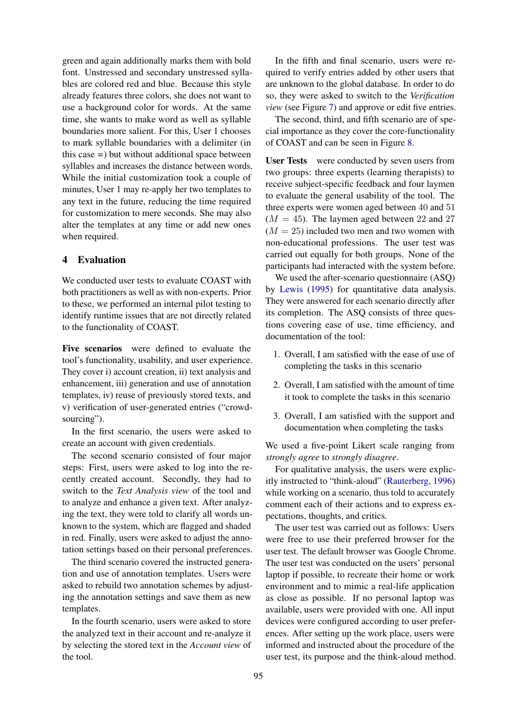green and again additionally marks them with bold font. Unstressed and secondary unstressed syllables are colored red and blue. Because this style already features three colors, she does not want to use a background color for words. At the same time, she wants to make word as well as syllable boundaries more salient. For this, User 1 chooses to mark syllable boundaries with a delimiter (in this case =) but without additional space between syllables and increases the distance between words. While the initial customization took a couple of minutes, User 1 may re-apply her two templates to any text in the future, reducing the time required for customization to mere seconds. She may also alter the templates at any time or add new ones when required.

## 4 Evaluation

We conducted user tests to evaluate COAST with both practitioners as well as with non-experts. Prior to these, we performed an internal pilot testing to identify runtime issues that are not directly related to the functionality of COAST.

**Five scenarios** were defined to evaluate the tool's functionality, usability, and user experience. They cover i) account creation, ii) text analysis and enhancement, iii) generation and use of annotation templates, iv) reuse of previously stored texts, and v) verification of user-generated entries ("crowd-sourcing").

In the first scenario, the users were asked to create an account with given credentials.

The second scenario consisted of four major steps: First, users were asked to log into the recently created account. Secondly, they had to switch to the *Text Analysis view* of the tool and to analyze and enhance a given text. After analyzing the text, they were told to clarify all words unknown to the system, which are flagged and shaded in red. Finally, users were asked to adjust the annotation settings based on their personal preferences.

The third scenario covered the instructed generation and use of annotation templates. Users were asked to rebuild two annotation schemes by adjusting the annotation settings and save them as new templates.

In the fourth scenario, users were asked to store the analyzed text in their account and re-analyze it by selecting the stored text in the *Account view* of the tool.

In the fifth and final scenario, users were required to verify entries added by other users that are unknown to the global database. In order to do so, they were asked to switch to the *Verification view* (see Figure 7) and approve or edit five entries.

The second, third, and fifth scenario are of special importance as they cover the core-functionality of COAST and can be seen in Figure 8.

**User Tests** were conducted by seven users from two groups: three experts (learning therapists) to receive subject-specific feedback and four laymen to evaluate the general usability of the tool. The three experts were women aged between $40$ and $51$ ($M = 45$). The laymen aged between $22$ and $27$ ($M = 25$) included two men and two women with non-educational professions. The user test was carried out equally for both groups. None of the participants had interacted with the system before.

We used the after-scenario questionnaire (ASQ) by Lewis (1995) for quantitative data analysis. They were answered for each scenario directly after its completion. The ASQ consists of three questions covering ease of use, time efficiency, and documentation of the tool:

1. Overall, I am satisfied with the ease of use of completing the tasks in this scenario
2. Overall, I am satisfied with the amount of time it took to complete the tasks in this scenario
3. Overall, I am satisfied with the support and documentation when completing the tasks

We used a five-point Likert scale ranging from *strongly agree* to *strongly disagree*.

For qualitative analysis, the users were explicitly instructed to "think-aloud" (Rauterberg, 1996) while working on a scenario, thus told to accurately comment each of their actions and to express expectations, thoughts, and critics.

The user test was carried out as follows: Users were free to use their preferred browser for the user test. The default browser was Google Chrome. The user test was conducted on the users' personal laptop if possible, to recreate their home or work environment and to mimic a real-life application as close as possible. If no personal laptop was available, users were provided with one. All input devices were configured according to user preferences. After setting up the work place, users were informed and instructed about the procedure of the user test, its purpose and the think-aloud method.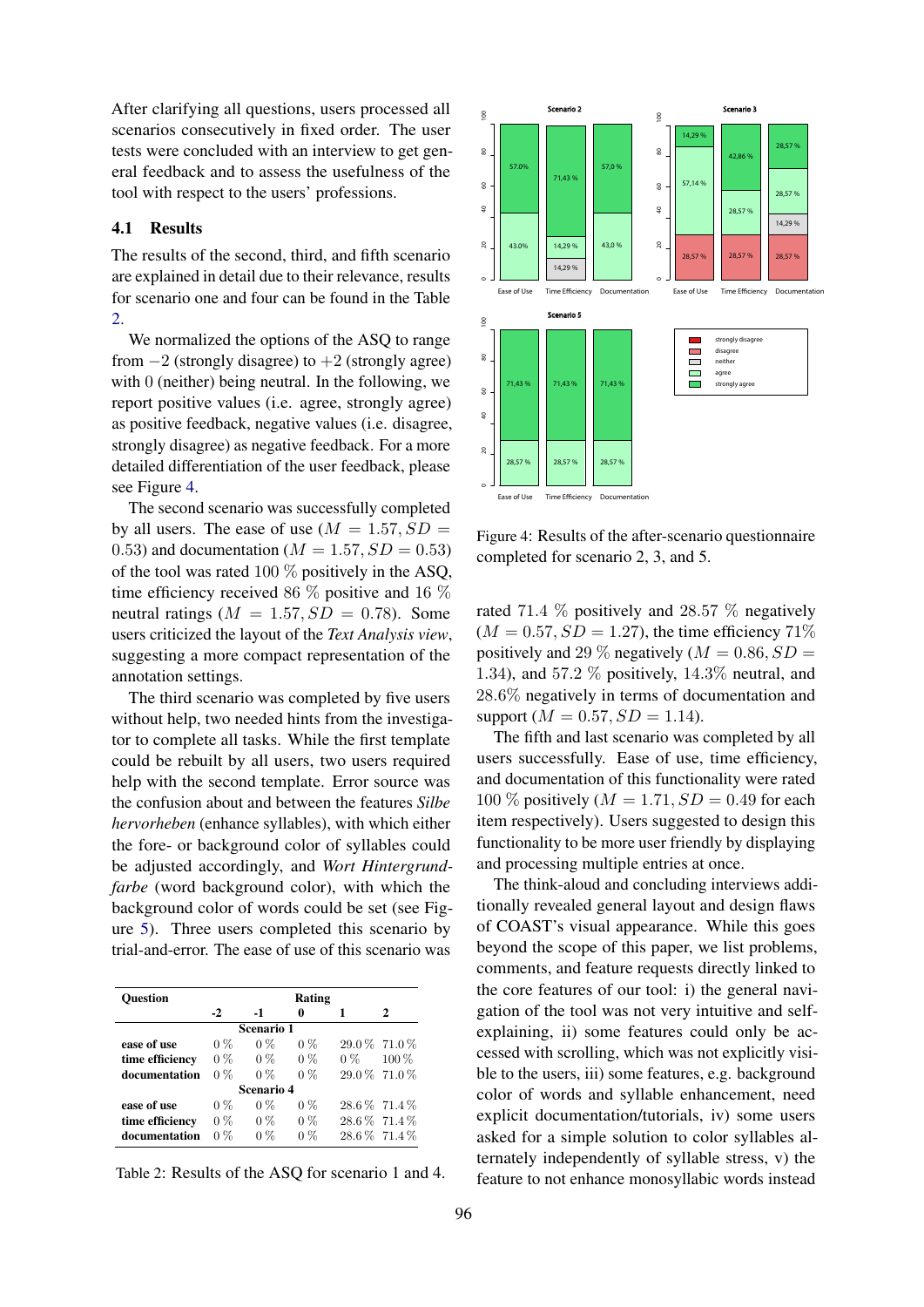After clarifying all questions, users processed all scenarios consecutively in fixed order. The user tests were concluded with an interview to get general feedback and to assess the usefulness of the tool with respect to the users' professions.

### 4.1 Results

The results of the second, third, and fifth scenario are explained in detail due to their relevance, results for scenario one and four can be found in the Table 2.

We normalized the options of the ASQ to range from $-2$ (strongly disagree) to $+2$ (strongly agree) with 0 (neither) being neutral. In the following, we report positive values (i.e. agree, strongly agree) as positive feedback, negative values (i.e. disagree, strongly disagree) as negative feedback. For a more detailed differentiation of the user feedback, please see Figure 4.

The second scenario was successfully completed by all users. The ease of use ($M = 1.57, SD = 0.53$) and documentation ($M = 1.57, SD = 0.53$) of the tool was rated 100 % positively in the ASQ, time efficiency received 86 % positive and 16 % neutral ratings ($M = 1.57, SD = 0.78$). Some users criticized the layout of the *Text Analysis view*, suggesting a more compact representation of the annotation settings.

The third scenario was completed by five users without help, two needed hints from the investigator to complete all tasks. While the first template could be rebuilt by all users, two users required help with the second template. Error source was the confusion about and between the features *Silbe hervorheben* (enhance syllables), with which either the fore- or background color of syllables could be adjusted accordingly, and *Wort Hintergrundfarbe* (word background color), with which the background color of words could be set (see Figure 5). Three users completed this scenario by trial-and-error. The ease of use of this scenario was

| Question | Rating | | | | |
|---|---|---|---|---|---|
| | -2 | -1 | 0 | 1 | 2 |
| **Scenario 1** | | | | | |
| ease of use | 0 % | 0 % | 0 % | 29.0 % | 71.0 % |
| time efficiency | 0 % | 0 % | 0 % | 0 % | 100 % |
| documentation | 0 % | 0 % | 0 % | 29.0 % | 71.0 % |
| **Scenario 4** | | | | | |
| ease of use | 0 % | 0 % | 0 % | 28.6 % | 71.4 % |
| time efficiency | 0 % | 0 % | 0 % | 28.6 % | 71.4 % |
| documentation | 0 % | 0 % | 0 % | 28.6 % | 71.4 % |

Table 2: Results of the ASQ for scenario 1 and 4.

Figure 4: Results of the after-scenario questionnaire completed for scenario 2, 3, and 5.

rated 71.4 % positively and 28.57 % negatively ($M = 0.57, SD = 1.27$), the time efficiency 71% positively and 29 % negatively ($M = 0.86, SD = 1.34$), and 57.2 % positively, 14.3% neutral, and 28.6% negatively in terms of documentation and support ($M = 0.57, SD = 1.14$).

The fifth and last scenario was completed by all users successfully. Ease of use, time efficiency, and documentation of this functionality were rated 100 % positively ($M = 1.71, SD = 0.49$ for each item respectively). Users suggested to design this functionality to be more user friendly by displaying and processing multiple entries at once.

The think-aloud and concluding interviews additionally revealed general layout and design flaws of COAST's visual appearance. While this goes beyond the scope of this paper, we list problems, comments, and feature requests directly linked to the core features of our tool: i) the general navigation of the tool was not very intuitive and self-explaining, ii) some features could only be accessed with scrolling, which was not explicitly visible to the users, iii) some features, e.g. background color of words and syllable enhancement, need explicit documentation/tutorials, iv) some users asked for a simple solution to color syllables alternately independently of syllable stress, v) the feature to not enhance monosyllabic words instead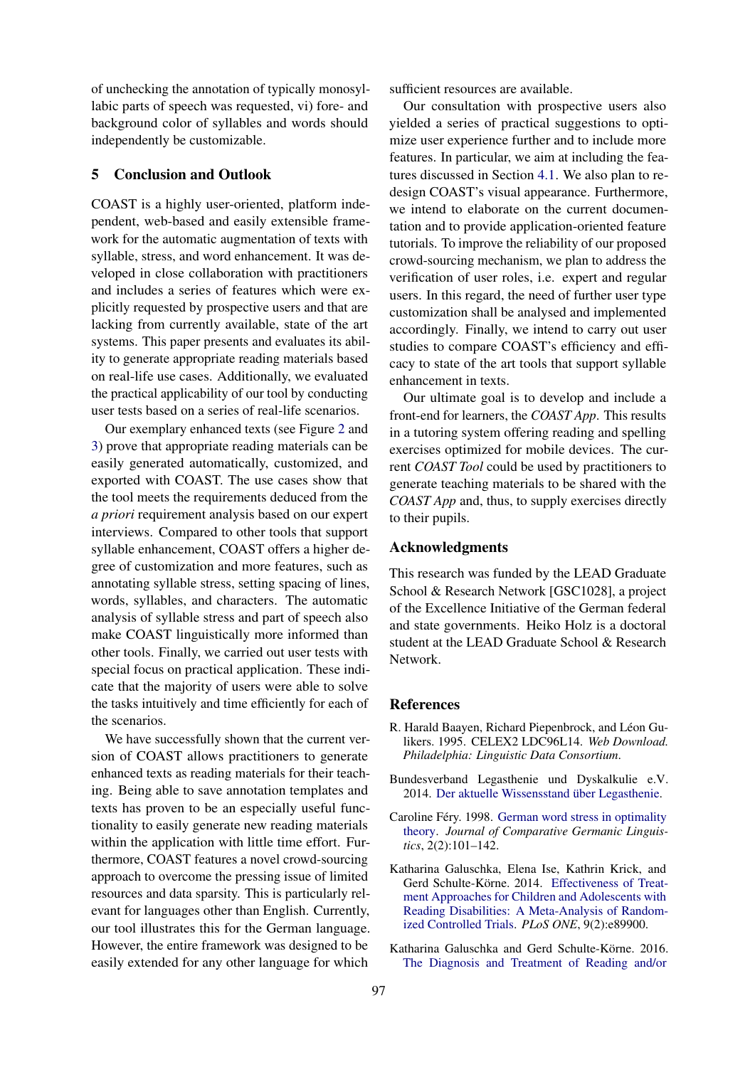of unchecking the annotation of typically monosyllabic parts of speech was requested, vi) fore- and background color of syllables and words should independently be customizable.

## 5 Conclusion and Outlook

COAST is a highly user-oriented, platform independent, web-based and easily extensible framework for the automatic augmentation of texts with syllable, stress, and word enhancement. It was developed in close collaboration with practitioners and includes a series of features which were explicitly requested by prospective users and that are lacking from currently available, state of the art systems. This paper presents and evaluates its ability to generate appropriate reading materials based on real-life use cases. Additionally, we evaluated the practical applicability of our tool by conducting user tests based on a series of real-life scenarios.

Our exemplary enhanced texts (see Figure 2 and 3) prove that appropriate reading materials can be easily generated automatically, customized, and exported with COAST. The use cases show that the tool meets the requirements deduced from the *a priori* requirement analysis based on our expert interviews. Compared to other tools that support syllable enhancement, COAST offers a higher degree of customization and more features, such as annotating syllable stress, setting spacing of lines, words, syllables, and characters. The automatic analysis of syllable stress and part of speech also make COAST linguistically more informed than other tools. Finally, we carried out user tests with special focus on practical application. These indicate that the majority of users were able to solve the tasks intuitively and time efficiently for each of the scenarios.

We have successfully shown that the current version of COAST allows practitioners to generate enhanced texts as reading materials for their teaching. Being able to save annotation templates and texts has proven to be an especially useful functionality to easily generate new reading materials within the application with little time effort. Furthermore, COAST features a novel crowd-sourcing approach to overcome the pressing issue of limited resources and data sparsity. This is particularly relevant for languages other than English. Currently, our tool illustrates this for the German language. However, the entire framework was designed to be easily extended for any other language for which sufficient resources are available.

Our consultation with prospective users also yielded a series of practical suggestions to optimize user experience further and to include more features. In particular, we aim at including the features discussed in Section 4.1. We also plan to redesign COAST's visual appearance. Furthermore, we intend to elaborate on the current documentation and to provide application-oriented feature tutorials. To improve the reliability of our proposed crowd-sourcing mechanism, we plan to address the verification of user roles, i.e. expert and regular users. In this regard, the need of further user type customization shall be analysed and implemented accordingly. Finally, we intend to carry out user studies to compare COAST's efficiency and efficacy to state of the art tools that support syllable enhancement in texts.

Our ultimate goal is to develop and include a front-end for learners, the *COAST App*. This results in a tutoring system offering reading and spelling exercises optimized for mobile devices. The current *COAST Tool* could be used by practitioners to generate teaching materials to be shared with the *COAST App* and, thus, to supply exercises directly to their pupils.

## Acknowledgments

This research was funded by the LEAD Graduate School & Research Network [GSC1028], a project of the Excellence Initiative of the German federal and state governments. Heiko Holz is a doctoral student at the LEAD Graduate School & Research Network.

## References

R. Harald Baayen, Richard Piepenbrock, and Léon Gulikers. 1995. CELEX2 LDC96L14. *Web Download. Philadelphia: Linguistic Data Consortium*.

Bundesverband Legasthenie und Dyskalkulie e.V. 2014. Der aktuelle Wissensstand über Legasthenie.

Caroline Féry. 1998. German word stress in optimality theory. *Journal of Comparative Germanic Linguistics*, 2(2):101–142.

Katharina Galuschka, Elena Ise, Kathrin Krick, and Gerd Schulte-Körne. 2014. Effectiveness of Treatment Approaches for Children and Adolescents with Reading Disabilities: A Meta-Analysis of Randomized Controlled Trials. *PLoS ONE*, 9(2):e89900.

Katharina Galuschka and Gerd Schulte-Körne. 2016. The Diagnosis and Treatment of Reading and/or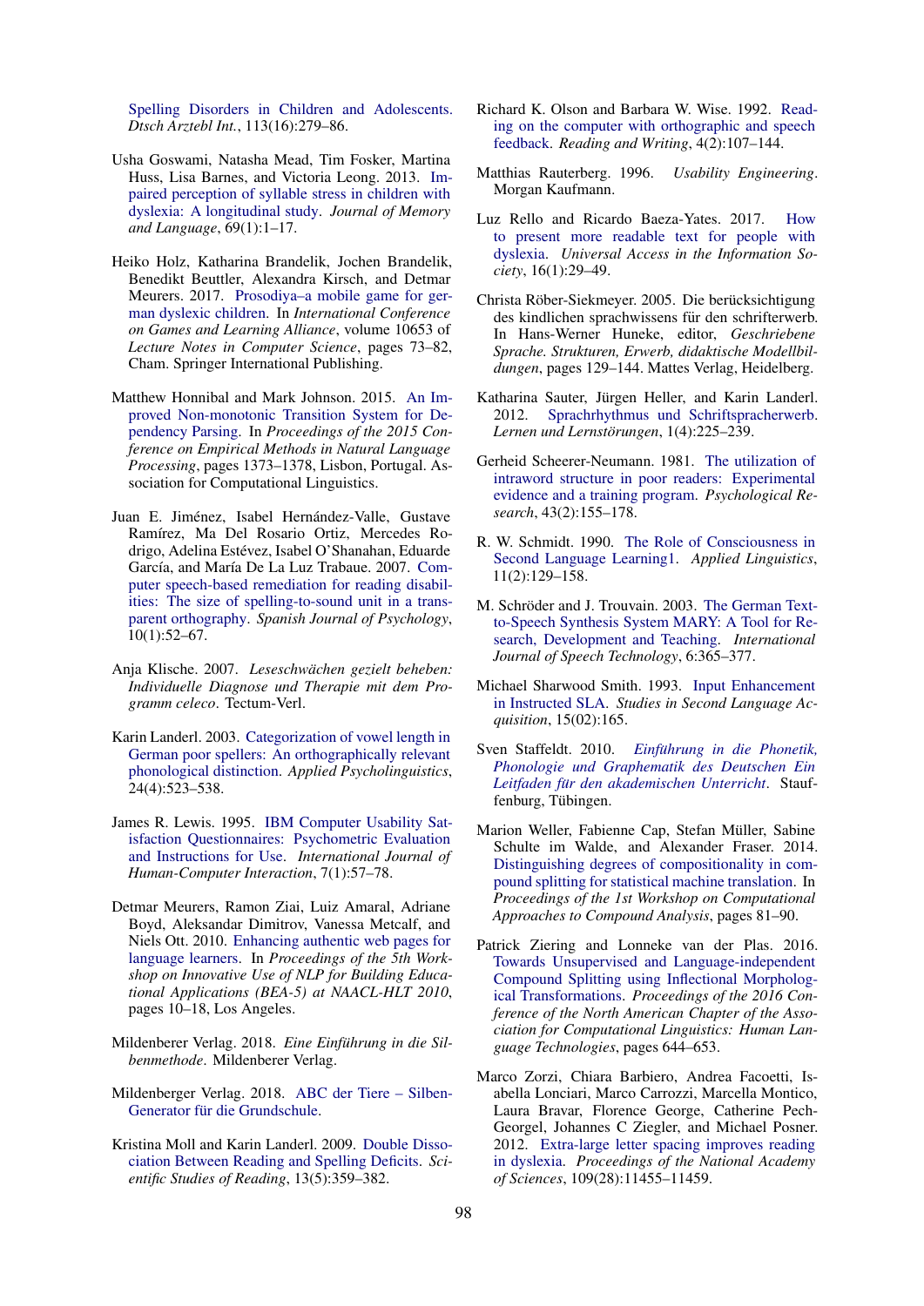Spelling Disorders in Children and Adolescents. *Dtsch Arztebl Int.*, 113(16):279–86.

Usha Goswami, Natasha Mead, Tim Fosker, Martina Huss, Lisa Barnes, and Victoria Leong. 2013. Impaired perception of syllable stress in children with dyslexia: A longitudinal study. *Journal of Memory and Language*, 69(1):1–17.

Heiko Holz, Katharina Brandelik, Jochen Brandelik, Benedikt Beuttler, Alexandra Kirsch, and Detmar Meurers. 2017. Prosodiya–a mobile game for german dyslexic children. In *International Conference on Games and Learning Alliance*, volume 10653 of *Lecture Notes in Computer Science*, pages 73–82, Cham. Springer International Publishing.

Matthew Honnibal and Mark Johnson. 2015. An Improved Non-monotonic Transition System for Dependency Parsing. In *Proceedings of the 2015 Conference on Empirical Methods in Natural Language Processing*, pages 1373–1378, Lisbon, Portugal. Association for Computational Linguistics.

Juan E. Jiménez, Isabel Hernández-Valle, Gustave Ramírez, Ma Del Rosario Ortiz, Mercedes Rodrigo, Adelina Estévez, Isabel O'Shanahan, Eduarde García, and María De La Luz Trabaue. 2007. Computer speech-based remediation for reading disabilities: The size of spelling-to-sound unit in a transparent orthography. *Spanish Journal of Psychology*, 10(1):52–67.

Anja Klische. 2007. *Leseschwächen gezielt beheben: Individuelle Diagnose und Therapie mit dem Programm celeco*. Tectum-Verl.

Karin Landerl. 2003. Categorization of vowel length in German poor spellers: An orthographically relevant phonological distinction. *Applied Psycholinguistics*, 24(4):523–538.

James R. Lewis. 1995. IBM Computer Usability Satisfaction Questionnaires: Psychometric Evaluation and Instructions for Use. *International Journal of Human-Computer Interaction*, 7(1):57–78.

Detmar Meurers, Ramon Ziai, Luiz Amaral, Adriane Boyd, Aleksandar Dimitrov, Vanessa Metcalf, and Niels Ott. 2010. Enhancing authentic web pages for language learners. In *Proceedings of the 5th Workshop on Innovative Use of NLP for Building Educational Applications (BEA-5) at NAACL-HLT 2010*, pages 10–18, Los Angeles.

Mildenberer Verlag. 2018. *Eine Einführung in die Silbenmethode*. Mildenberer Verlag.

Mildenberger Verlag. 2018. ABC der Tiere – Silben-Generator für die Grundschule.

Kristina Moll and Karin Landerl. 2009. Double Dissociation Between Reading and Spelling Deficits. *Scientific Studies of Reading*, 13(5):359–382.

Richard K. Olson and Barbara W. Wise. 1992. Reading on the computer with orthographic and speech feedback. *Reading and Writing*, 4(2):107–144.

Matthias Rauterberg. 1996. *Usability Engineering*. Morgan Kaufmann.

Luz Rello and Ricardo Baeza-Yates. 2017. How to present more readable text for people with dyslexia. *Universal Access in the Information Society*, 16(1):29–49.

Christa Röber-Siekmeyer. 2005. Die berücksichtigung des kindlichen sprachwissens für den schrifterwerb. In Hans-Werner Huneke, editor, *Geschriebene Sprache. Strukturen, Erwerb, didaktische Modellbildungen*, pages 129–144. Mattes Verlag, Heidelberg.

Katharina Sauter, Jürgen Heller, and Karin Landerl. 2012. Sprachrhythmus und Schriftspracherwerb. *Lernen und Lernstörungen*, 1(4):225–239.

Gerheid Scheerer-Neumann. 1981. The utilization of intraword structure in poor readers: Experimental evidence and a training program. *Psychological Research*, 43(2):155–178.

R. W. Schmidt. 1990. The Role of Consciousness in Second Language Learning1. *Applied Linguistics*, 11(2):129–158.

M. Schröder and J. Trouvain. 2003. The German Text-to-Speech Synthesis System MARY: A Tool for Research, Development and Teaching. *International Journal of Speech Technology*, 6:365–377.

Michael Sharwood Smith. 1993. Input Enhancement in Instructed SLA. *Studies in Second Language Acquisition*, 15(02):165.

Sven Staffeldt. 2010. *Einführung in die Phonetik, Phonologie und Graphematik des Deutschen Ein Leitfaden für den akademischen Unterricht*. Stauffenburg, Tübingen.

Marion Weller, Fabienne Cap, Stefan Müller, Sabine Schulte im Walde, and Alexander Fraser. 2014. Distinguishing degrees of compositionality in compound splitting for statistical machine translation. In *Proceedings of the 1st Workshop on Computational Approaches to Compound Analysis*, pages 81–90.

Patrick Ziering and Lonneke van der Plas. 2016. Towards Unsupervised and Language-independent Compound Splitting using Inflectional Morphological Transformations. *Proceedings of the 2016 Conference of the North American Chapter of the Association for Computational Linguistics: Human Language Technologies*, pages 644–653.

Marco Zorzi, Chiara Barbiero, Andrea Facoetti, Isabella Lonciari, Marco Carrozzi, Marcella Montico, Laura Bravar, Florence George, Catherine Pech-Georgel, Johannes C Ziegler, and Michael Posner. 2012. Extra-large letter spacing improves reading in dyslexia. *Proceedings of the National Academy of Sciences*, 109(28):11455–11459.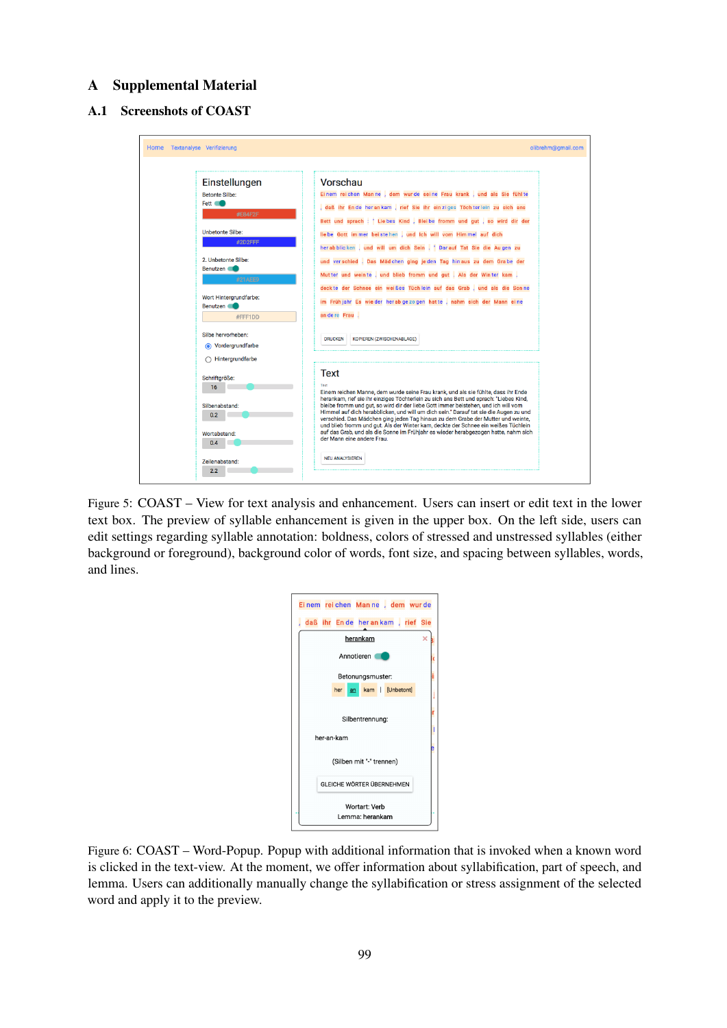## A Supplemental Material

### A.1 Screenshots of COAST

Figure 5: COAST – View for text analysis and enhancement. Users can insert or edit text in the lower text box. The preview of syllable enhancement is given in the upper box. On the left side, users can edit settings regarding syllable annotation: boldness, colors of stressed and unstressed syllables (either background or foreground), background color of words, font size, and spacing between syllables, words, and lines.

Figure 6: COAST – Word-Popup. Popup with additional information that is invoked when a known word is clicked in the text-view. At the moment, we offer information about syllabification, part of speech, and lemma. Users can additionally manually change the syllabification or stress assignment of the selected word and apply it to the preview.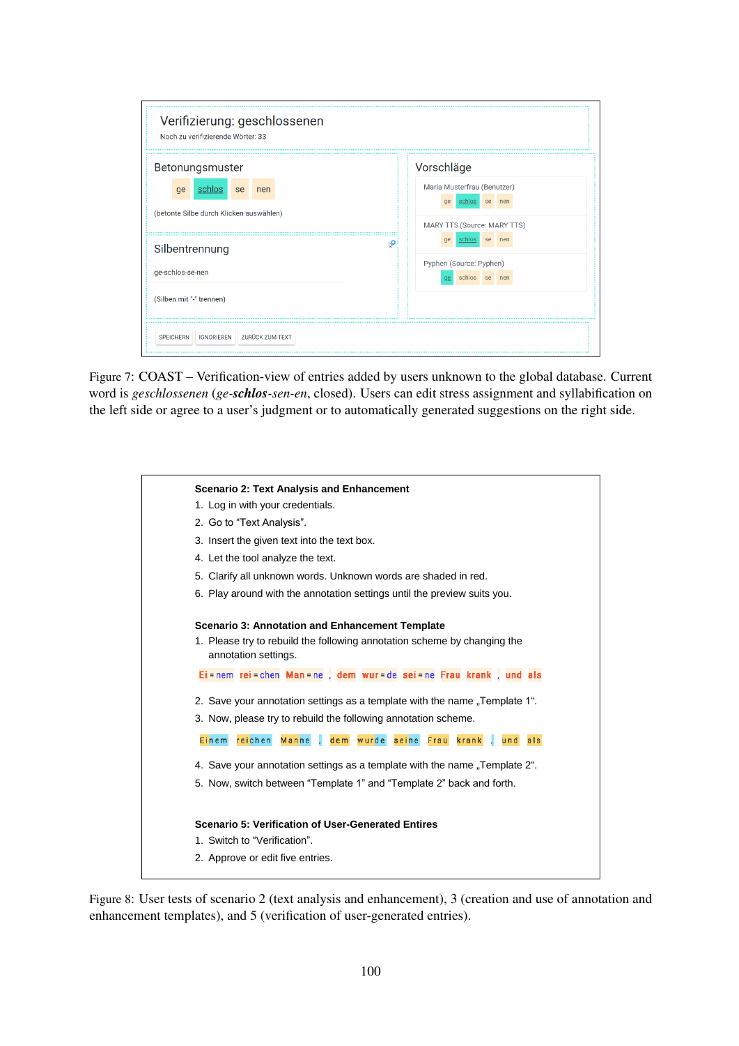Verifizierung: geschlossenen

Noch zu verifizierende Wörter: 33

Betonungsmuster

ge schlos se nen

(betonte Silbe durch Klicken auswählen)

Silbentrennung

ge-schlos-se-nen

(Silben mit '-' trennen)

Vorschläge

Maria Musterfrau (Benutzer)

ge schlos se nen

MARY TTS (Source: MARY TTS)

ge schlos se nen

Pyphen (Source: Pyphen)

ge schlos se nen

SPEICHERN IGNORIEREN ZURÜCK ZUM TEXT

Figure 7: COAST – Verification-view of entries added by users unknown to the global database. Current word is *geschlossenen* (*ge-**schlos**-sen-en*, closed). Users can edit stress assignment and syllabification on the left side or agree to a user's judgment or to automatically generated suggestions on the right side.

**Scenario 2: Text Analysis and Enhancement**

1. Log in with your credentials.
2. Go to "Text Analysis".
3. Insert the given text into the text box.
4. Let the tool analyze the text.
5. Clarify all unknown words. Unknown words are shaded in red.
6. Play around with the annotation settings until the preview suits you.

**Scenario 3: Annotation and Enhancement Template**

1. Please try to rebuild the following annotation scheme by changing the annotation settings.

Ei=nem rei=chen Man=ne , dem wur=de sei=ne Frau krank , und als

2. Save your annotation settings as a template with the name „Template 1".
3. Now, please try to rebuild the following annotation scheme.

Einem reichen Manne , dem wurde seine Frau krank , und als

4. Save your annotation settings as a template with the name „Template 2".
5. Now, switch between "Template 1" and "Template 2" back and forth.

**Scenario 5: Verification of User-Generated Entires**

1. Switch to "Verification".
2. Approve or edit five entries.

Figure 8: User tests of scenario 2 (text analysis and enhancement), 3 (creation and use of annotation and enhancement templates), and 5 (verification of user-generated entries).